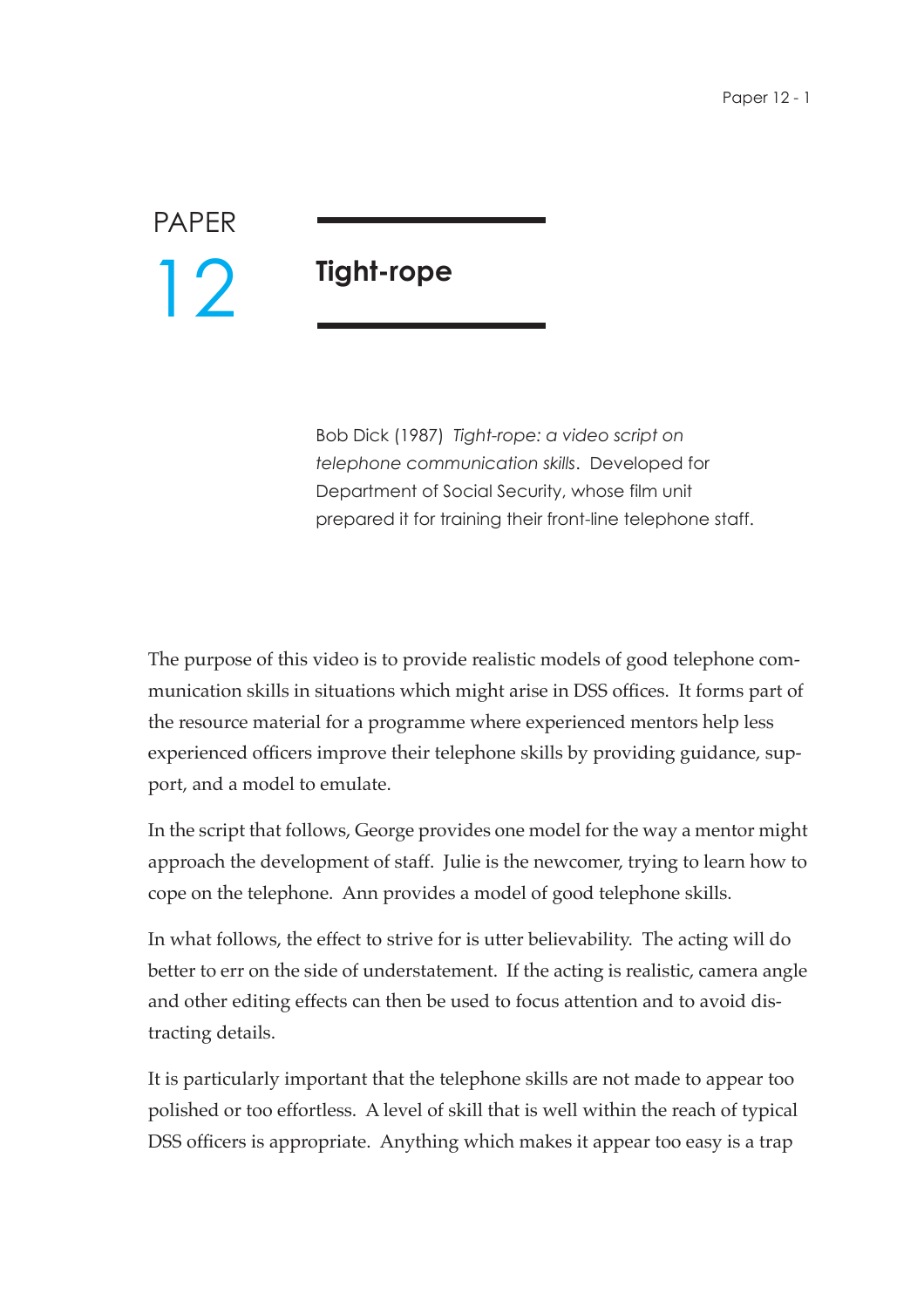# PAPER 12

## Tight-rope

Bob Dick (1987) *Tight-rope: a video script on telephone communication skills*. Developed for Department of Social Security, whose film unit prepared it for training their front-line telephone staff.

The purpose of this video is to provide realistic models of good telephone communication skills in situations which might arise in DSS offices. It forms part of the resource material for a programme where experienced mentors help less experienced officers improve their telephone skills by providing guidance, support, and a model to emulate.

In the script that follows, George provides one model for the way a mentor might approach the development of staff. Julie is the newcomer, trying to learn how to cope on the telephone. Ann provides a model of good telephone skills.

In what follows, the effect to strive for is utter believability. The acting will do better to err on the side of understatement. If the acting is realistic, camera angle and other editing effects can then be used to focus attention and to avoid distracting details.

It is particularly important that the telephone skills are not made to appear too polished or too effortless. A level of skill that is well within the reach of typical DSS officers is appropriate. Anything which makes it appear too easy is a trap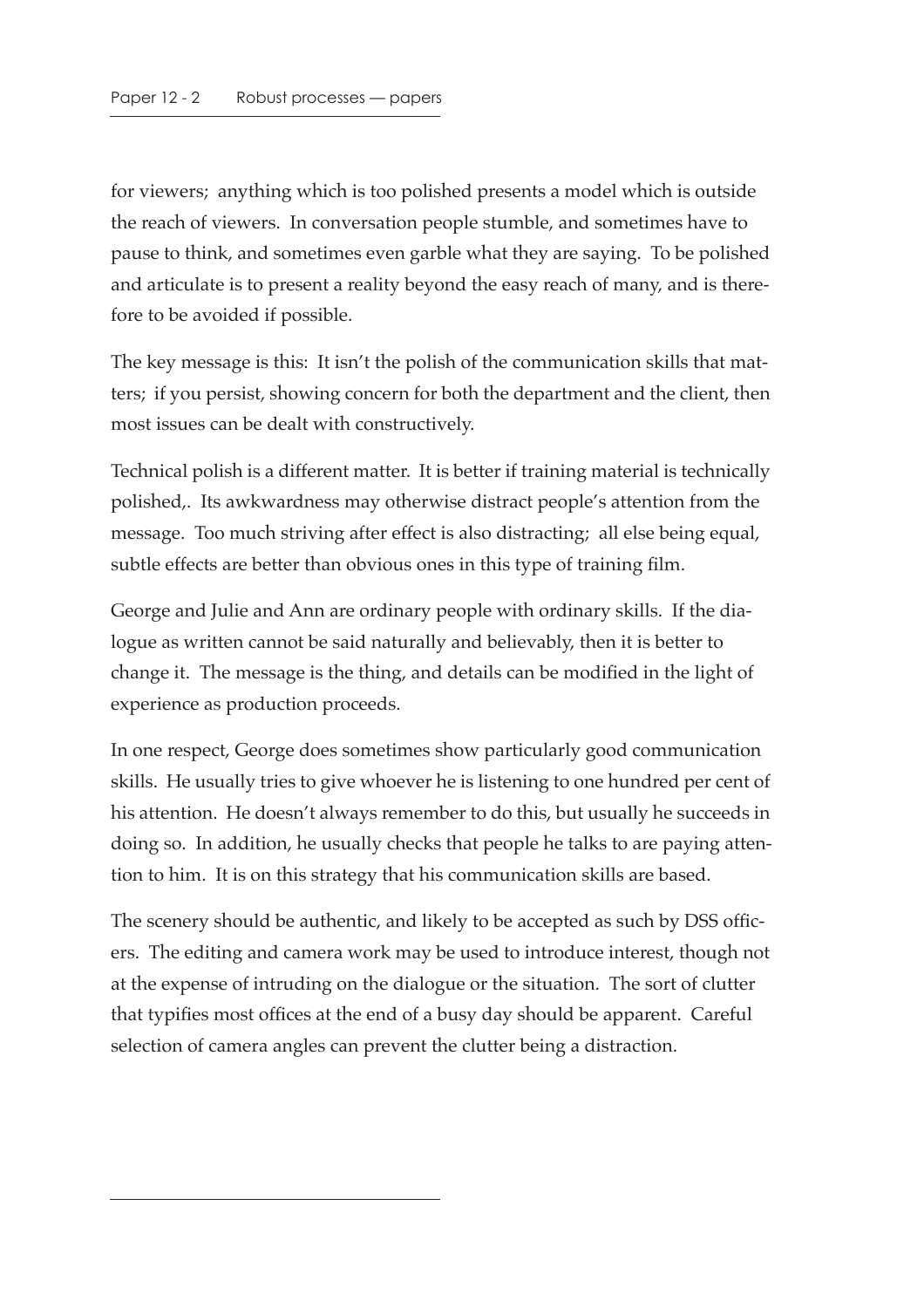for viewers; anything which is too polished presents a model which is outside the reach of viewers. In conversation people stumble, and sometimes have to pause to think, and sometimes even garble what they are saying. To be polished and articulate is to present a reality beyond the easy reach of many, and is therefore to be avoided if possible.

The key message is this: It isn't the polish of the communication skills that matters; if you persist, showing concern for both the department and the client, then most issues can be dealt with constructively.

Technical polish is a different matter. It is better if training material is technically polished,. Its awkwardness may otherwise distract people's attention from the message. Too much striving after effect is also distracting; all else being equal, subtle effects are better than obvious ones in this type of training film.

George and Julie and Ann are ordinary people with ordinary skills. If the dialogue as written cannot be said naturally and believably, then it is better to change it. The message is the thing, and details can be modified in the light of experience as production proceeds.

In one respect, George does sometimes show particularly good communication skills. He usually tries to give whoever he is listening to one hundred per cent of his attention. He doesn't always remember to do this, but usually he succeeds in doing so. In addition, he usually checks that people he talks to are paying attention to him. It is on this strategy that his communication skills are based.

The scenery should be authentic, and likely to be accepted as such by DSS officers. The editing and camera work may be used to introduce interest, though not at the expense of intruding on the dialogue or the situation. The sort of clutter that typifies most offices at the end of a busy day should be apparent. Careful selection of camera angles can prevent the clutter being a distraction.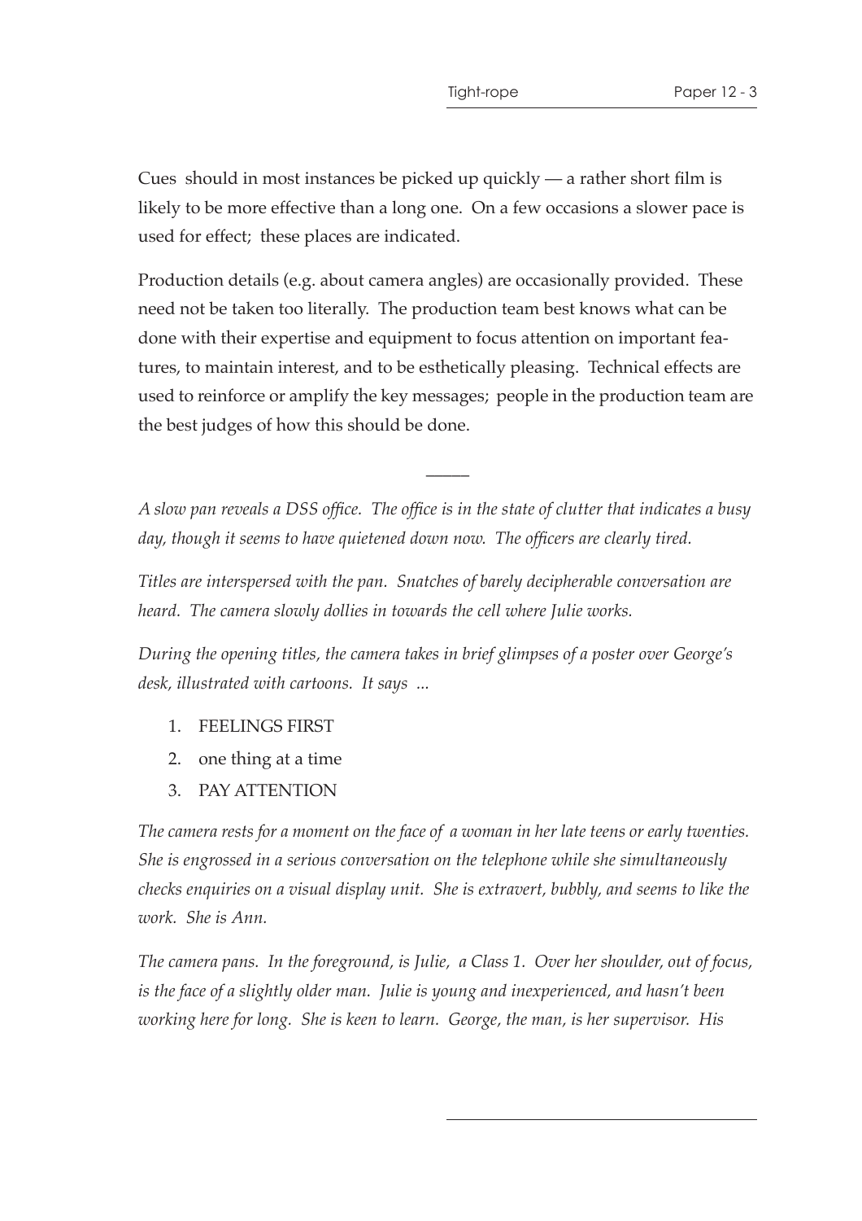Cues should in most instances be picked up quickly — a rather short film is likely to be more effective than a long one. On a few occasions a slower pace is used for effect; these places are indicated.

Production details (e.g. about camera angles) are occasionally provided. These need not be taken too literally. The production team best knows what can be done with their expertise and equipment to focus attention on important features, to maintain interest, and to be esthetically pleasing. Technical effects are used to reinforce or amplify the key messages; people in the production team are the best judges of how this should be done.

---

*A slow pan reveals a DSS office. The office is in the state of clutter that indicates a busy day, though it seems to have quietened down now. The officers are clearly tired.*

*Titles are interspersed with the pan. Snatches of barely decipherable conversation are heard. The camera slowly dollies in towards the cell where Julie works.*

*During the opening titles, the camera takes in brief glimpses of a poster over George's desk, illustrated with cartoons. It says ...*

1. FEELINGS FIRST
2. one thing at a time
3. PAY ATTENTION

*The camera rests for a moment on the face of a woman in her late teens or early twenties. She is engrossed in a serious conversation on the telephone while she simultaneously checks enquiries on a visual display unit. She is extravert, bubbly, and seems to like the work. She is Ann.*

*The camera pans. In the foreground, is Julie, a Class 1. Over her shoulder, out of focus, is the face of a slightly older man. Julie is young and inexperienced, and hasn't been working here for long. She is keen to learn. George, the man, is her supervisor. His*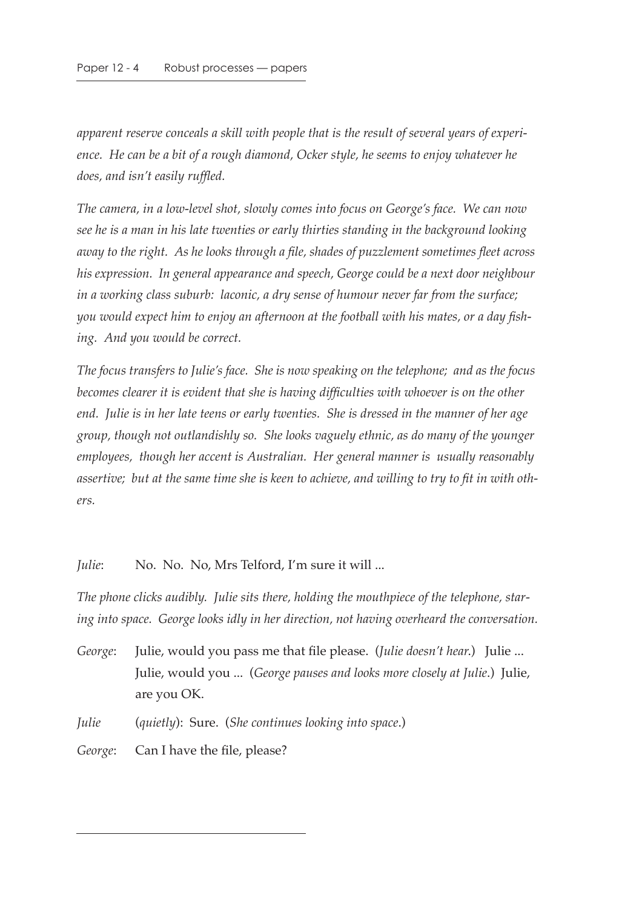*apparent reserve conceals a skill with people that is the result of several years of experience. He can be a bit of a rough diamond, Ocker style, he seems to enjoy whatever he does, and isn't easily ruffled.*

*The camera, in a low-level shot, slowly comes into focus on George's face. We can now see he is a man in his late twenties or early thirties standing in the background looking away to the right. As he looks through a file, shades of puzzlement sometimes fleet across his expression. In general appearance and speech, George could be a next door neighbour in a working class suburb: laconic, a dry sense of humour never far from the surface; you would expect him to enjoy an afternoon at the football with his mates, or a day fishing. And you would be correct.*

*The focus transfers to Julie's face. She is now speaking on the telephone; and as the focus becomes clearer it is evident that she is having difficulties with whoever is on the other end. Julie is in her late teens or early twenties. She is dressed in the manner of her age group, though not outlandishly so. She looks vaguely ethnic, as do many of the younger employees, though her accent is Australian. Her general manner is usually reasonably assertive; but at the same time she is keen to achieve, and willing to try to fit in with others.*

*Julie*: No. No. No, Mrs Telford, I'm sure it will ...

*The phone clicks audibly. Julie sits there, holding the mouthpiece of the telephone, staring into space. George looks idly in her direction, not having overheard the conversation.*

*George*: Julie, would you pass me that file please. (*Julie doesn't hear.*) Julie ... Julie, would you ... (*George pauses and looks more closely at Julie*.) Julie, are you OK.

*Julie* (*quietly*): Sure. (*She continues looking into space*.)

*George*: Can I have the file, please?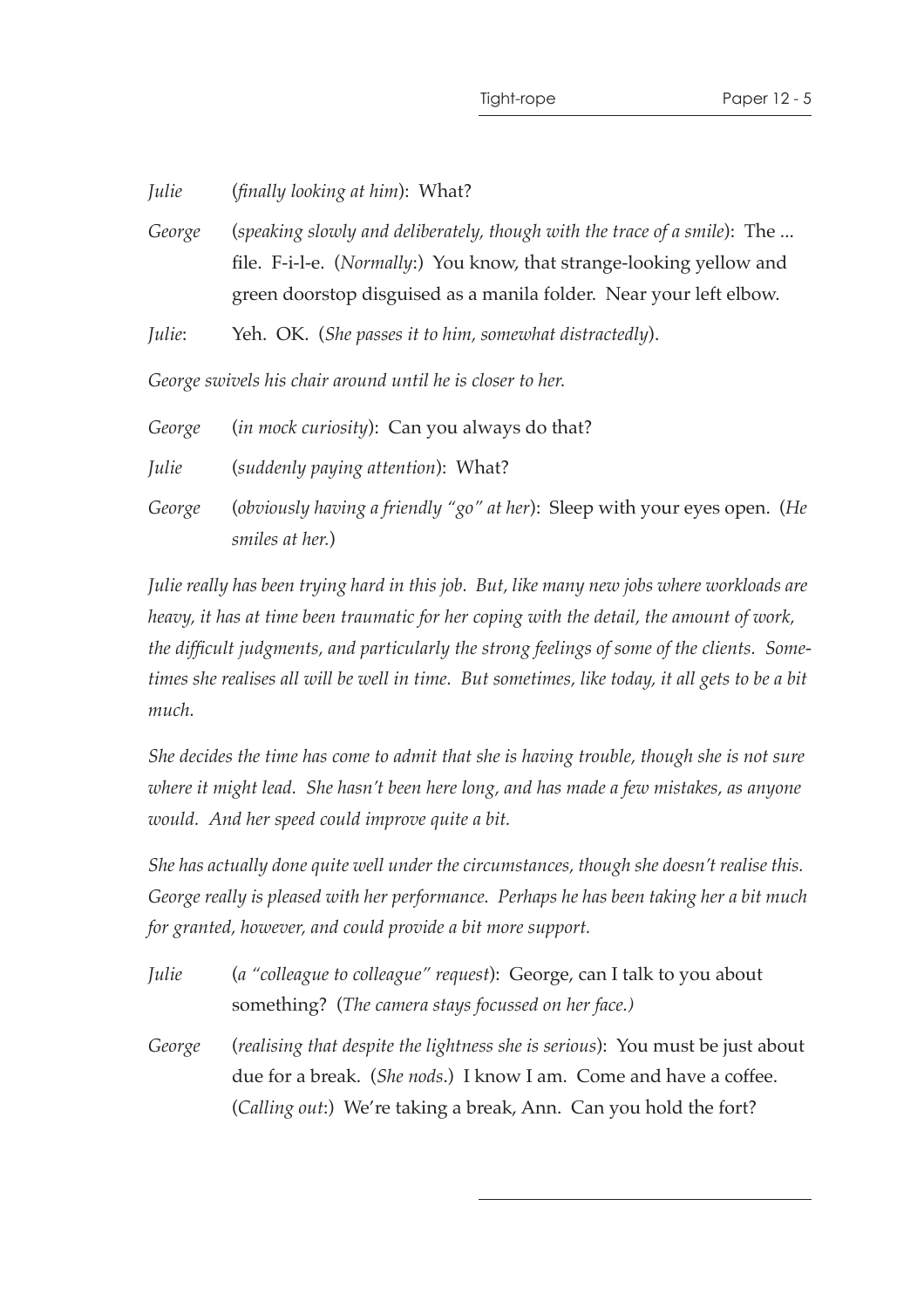*Julie* (*finally looking at him*): What?

*George* (*speaking slowly and deliberately, though with the trace of a smile*): The ... file. F-i-l-e. (*Normally*:) You know, that strange-looking yellow and green doorstop disguised as a manila folder. Near your left elbow.

*Julie*: Yeh. OK. (*She passes it to him, somewhat distractedly*).

*George swivels his chair around until he is closer to her.*

*George* (*in mock curiosity*): Can you always do that?

*Julie* (*suddenly paying attention*): What?

*George* (*obviously having a friendly "go" at her*): Sleep with your eyes open. (*He smiles at her.*)

*Julie really has been trying hard in this job. But, like many new jobs where workloads are heavy, it has at time been traumatic for her coping with the detail, the amount of work, the difficult judgments, and particularly the strong feelings of some of the clients. Sometimes she realises all will be well in time. But sometimes, like today, it all gets to be a bit much.*

*She decides the time has come to admit that she is having trouble, though she is not sure where it might lead. She hasn't been here long, and has made a few mistakes, as anyone would. And her speed could improve quite a bit.*

*She has actually done quite well under the circumstances, though she doesn't realise this. George really is pleased with her performance. Perhaps he has been taking her a bit much for granted, however, and could provide a bit more support.*

*Julie* (*a "colleague to colleague" request*): George, can I talk to you about something? (*The camera stays focussed on her face.*)

*George* (*realising that despite the lightness she is serious*): You must be just about due for a break. (*She nods.*) I know I am. Come and have a coffee. (*Calling out*:) We're taking a break, Ann. Can you hold the fort?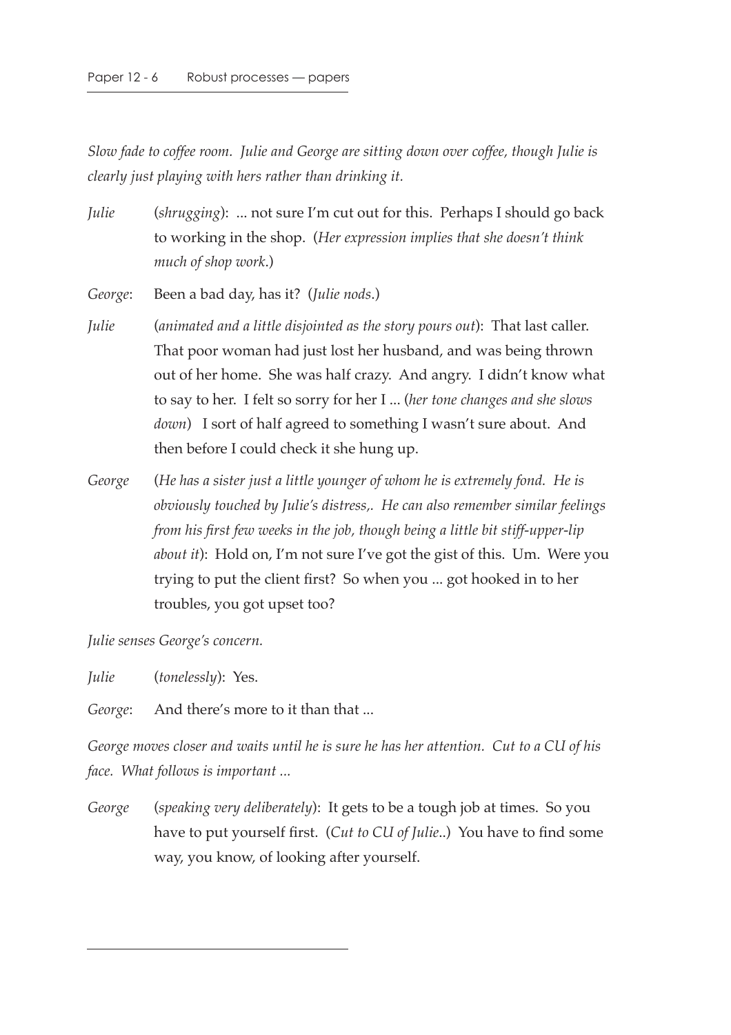*Slow fade to coffee room. Julie and George are sitting down over coffee, though Julie is clearly just playing with hers rather than drinking it.*

*Julie* (*shrugging*): ... not sure I'm cut out for this. Perhaps I should go back to working in the shop. (*Her expression implies that she doesn't think much of shop work*.)

*George*: Been a bad day, has it? (*Julie nods.*)

*Julie* (*animated and a little disjointed as the story pours out*): That last caller. That poor woman had just lost her husband, and was being thrown out of her home. She was half crazy. And angry. I didn't know what to say to her. I felt so sorry for her I ... (*her tone changes and she slows down*) I sort of half agreed to something I wasn't sure about. And then before I could check it she hung up.

*George* (*He has a sister just a little younger of whom he is extremely fond. He is obviously touched by Julie's distress,. He can also remember similar feelings from his first few weeks in the job, though being a little bit stiff-upper-lip about it*): Hold on, I'm not sure I've got the gist of this. Um. Were you trying to put the client first? So when you ... got hooked in to her troubles, you got upset too?

*Julie senses George's concern.*

*Julie* (*tonelessly*): Yes.

*George*: And there's more to it than that ...

*George moves closer and waits until he is sure he has her attention. Cut to a CU of his face. What follows is important ...*

*George* (*speaking very deliberately*): It gets to be a tough job at times. So you have to put yourself first. (*Cut to CU of Julie*..) You have to find some way, you know, of looking after yourself.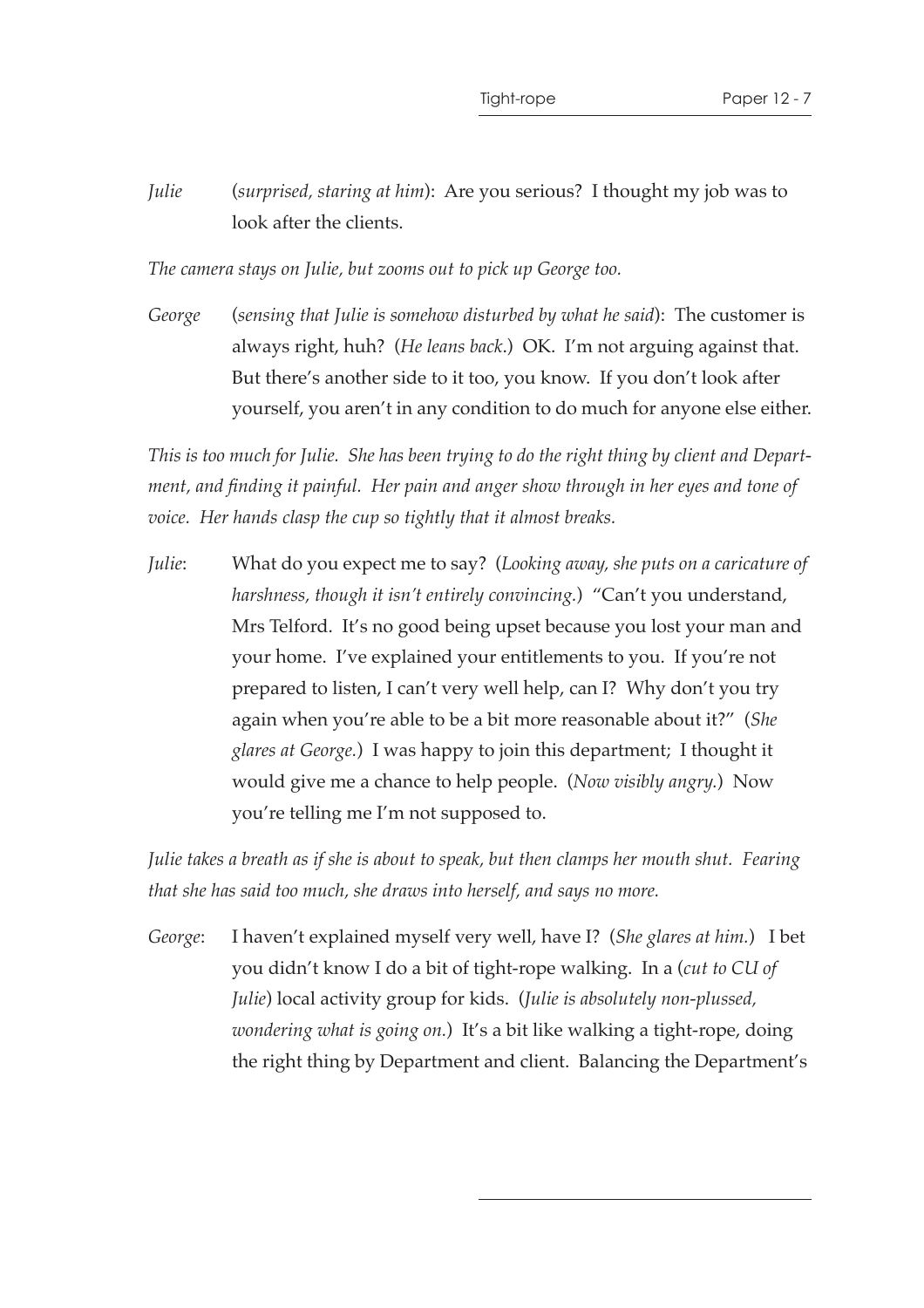*Julie* (*surprised, staring at him*): Are you serious? I thought my job was to look after the clients.

*The camera stays on Julie, but zooms out to pick up George too.*

*George* (*sensing that Julie is somehow disturbed by what he said*): The customer is always right, huh? (*He leans back*.) OK. I'm not arguing against that. But there's another side to it too, you know. If you don't look after yourself, you aren't in any condition to do much for anyone else either.

*This is too much for Julie. She has been trying to do the right thing by client and Department, and finding it painful. Her pain and anger show through in her eyes and tone of voice. Her hands clasp the cup so tightly that it almost breaks.*

*Julie*: What do you expect me to say? (*Looking away, she puts on a caricature of harshness, though it isn't entirely convincing.*) "Can't you understand, Mrs Telford. It's no good being upset because you lost your man and your home. I've explained your entitlements to you. If you're not prepared to listen, I can't very well help, can I? Why don't you try again when you're able to be a bit more reasonable about it?" (*She glares at George.*) I was happy to join this department; I thought it would give me a chance to help people. (*Now visibly angry.*) Now you're telling me I'm not supposed to.

*Julie takes a breath as if she is about to speak, but then clamps her mouth shut. Fearing that she has said too much, she draws into herself, and says no more.*

*George*: I haven't explained myself very well, have I? (*She glares at him.*) I bet you didn't know I do a bit of tight-rope walking. In a (*cut to CU of Julie*) local activity group for kids. (*Julie is absolutely non-plussed, wondering what is going on.*) It's a bit like walking a tight-rope, doing the right thing by Department and client. Balancing the Department's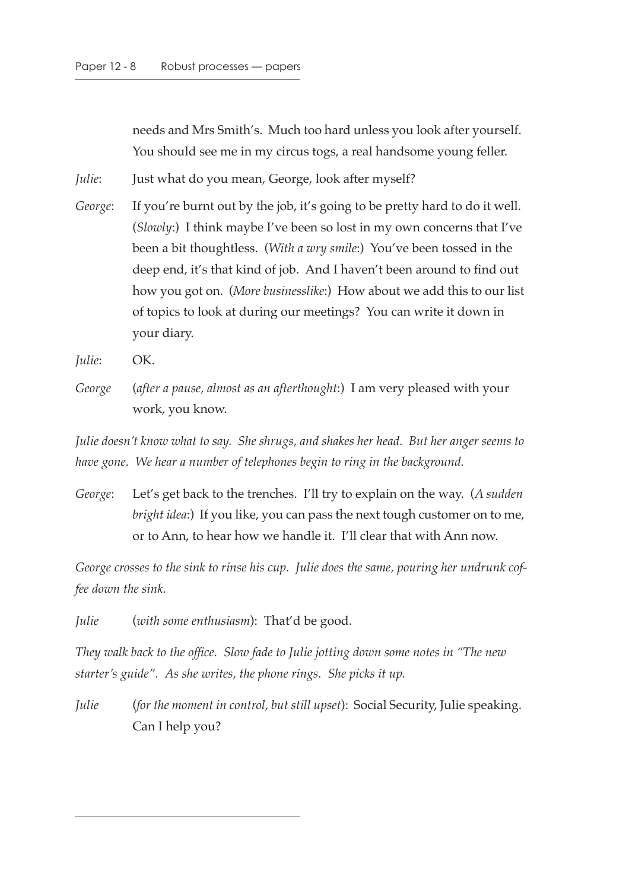needs and Mrs Smith's. Much too hard unless you look after yourself. You should see me in my circus togs, a real handsome young feller.

*Julie*: Just what do you mean, George, look after myself?

*George*: If you're burnt out by the job, it's going to be pretty hard to do it well. (*Slowly*:) I think maybe I've been so lost in my own concerns that I've been a bit thoughtless. (*With a wry smile*:) You've been tossed in the deep end, it's that kind of job. And I haven't been around to find out how you got on. (*More businesslike*:) How about we add this to our list of topics to look at during our meetings? You can write it down in your diary.

*Julie*: OK.

*George* (*after a pause, almost as an afterthought*:) I am very pleased with your work, you know.

*Julie doesn't know what to say. She shrugs, and shakes her head. But her anger seems to have gone. We hear a number of telephones begin to ring in the background.*

*George*: Let's get back to the trenches. I'll try to explain on the way. (*A sudden bright idea*:) If you like, you can pass the next tough customer on to me, or to Ann, to hear how we handle it. I'll clear that with Ann now.

*George crosses to the sink to rinse his cup. Julie does the same, pouring her undrunk coffee down the sink.*

*Julie* (*with some enthusiasm*): That'd be good.

*They walk back to the office. Slow fade to Julie jotting down some notes in "The new starter's guide". As she writes, the phone rings. She picks it up.*

*Julie* (*for the moment in control, but still upset*): Social Security, Julie speaking. Can I help you?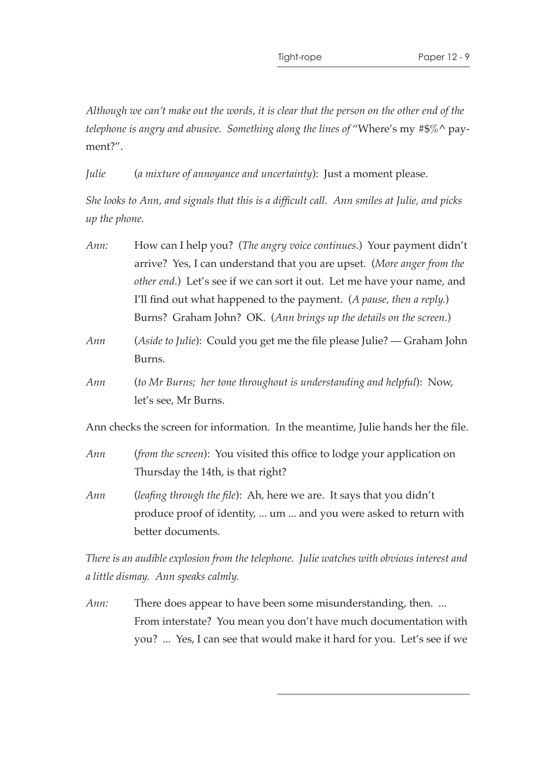*Although we can't make out the words, it is clear that the person on the other end of the telephone is angry and abusive. Something along the lines of* "Where's my #$%^ payment?".

*Julie* (*a mixture of annoyance and uncertainty*): Just a moment please.

*She looks to Ann, and signals that this is a difficult call. Ann smiles at Julie, and picks up the phone.*

*Ann:* How can I help you? (*The angry voice continues.*) Your payment didn't arrive? Yes, I can understand that you are upset. (*More anger from the other end.*) Let's see if we can sort it out. Let me have your name, and I'll find out what happened to the payment. (*A pause, then a reply.*) Burns? Graham John? OK. (*Ann brings up the details on the screen.*)

*Ann* (*Aside to Julie*): Could you get me the file please Julie? — Graham John Burns.

*Ann* (*to Mr Burns; her tone throughout is understanding and helpful*): Now, let's see, Mr Burns.

Ann checks the screen for information. In the meantime, Julie hands her the file.

*Ann* (*from the screen*): You visited this office to lodge your application on Thursday the 14th, is that right?

*Ann* (*leafing through the file*): Ah, here we are. It says that you didn't produce proof of identity, ... um ... and you were asked to return with better documents.

*There is an audible explosion from the telephone. Julie watches with obvious interest and a little dismay. Ann speaks calmly.*

*Ann:* There does appear to have been some misunderstanding, then. ... From interstate? You mean you don't have much documentation with you? ... Yes, I can see that would make it hard for you. Let's see if we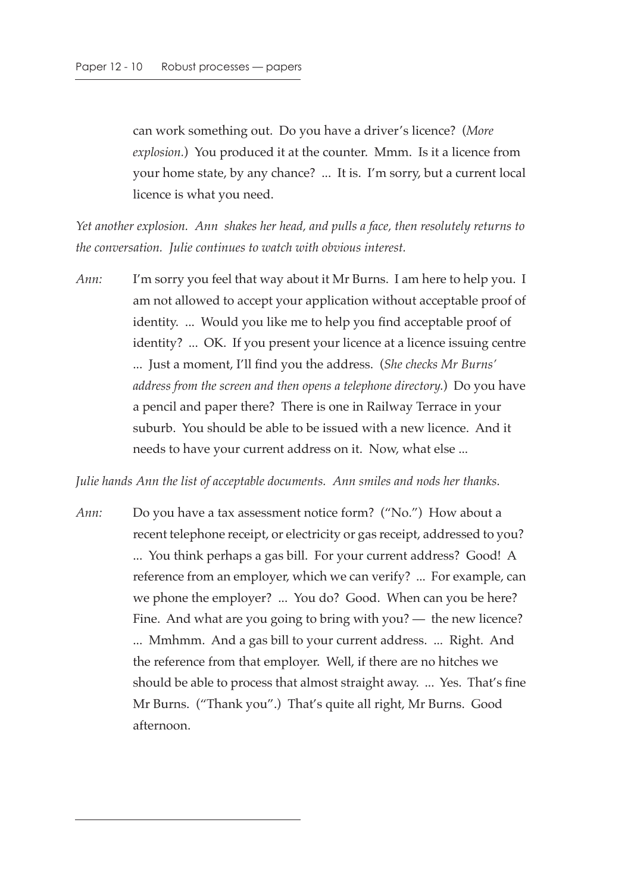can work something out. Do you have a driver's licence? (*More explosion.*) You produced it at the counter. Mmm. Is it a licence from your home state, by any chance? ... It is. I'm sorry, but a current local licence is what you need.

*Yet another explosion. Ann shakes her head, and pulls a face, then resolutely returns to the conversation. Julie continues to watch with obvious interest.*

*Ann:* I'm sorry you feel that way about it Mr Burns. I am here to help you. I am not allowed to accept your application without acceptable proof of identity. ... Would you like me to help you find acceptable proof of identity? ... OK. If you present your licence at a licence issuing centre ... Just a moment, I'll find you the address. (*She checks Mr Burns' address from the screen and then opens a telephone directory.*) Do you have a pencil and paper there? There is one in Railway Terrace in your suburb. You should be able to be issued with a new licence. And it needs to have your current address on it. Now, what else ...

*Julie hands Ann the list of acceptable documents. Ann smiles and nods her thanks.*

*Ann:* Do you have a tax assessment notice form? ("No.") How about a recent telephone receipt, or electricity or gas receipt, addressed to you? ... You think perhaps a gas bill. For your current address? Good! A reference from an employer, which we can verify? ... For example, can we phone the employer? ... You do? Good. When can you be here? Fine. And what are you going to bring with you? — the new licence? ... Mmhmm. And a gas bill to your current address. ... Right. And the reference from that employer. Well, if there are no hitches we should be able to process that almost straight away. ... Yes. That's fine Mr Burns. ("Thank you".) That's quite all right, Mr Burns. Good afternoon.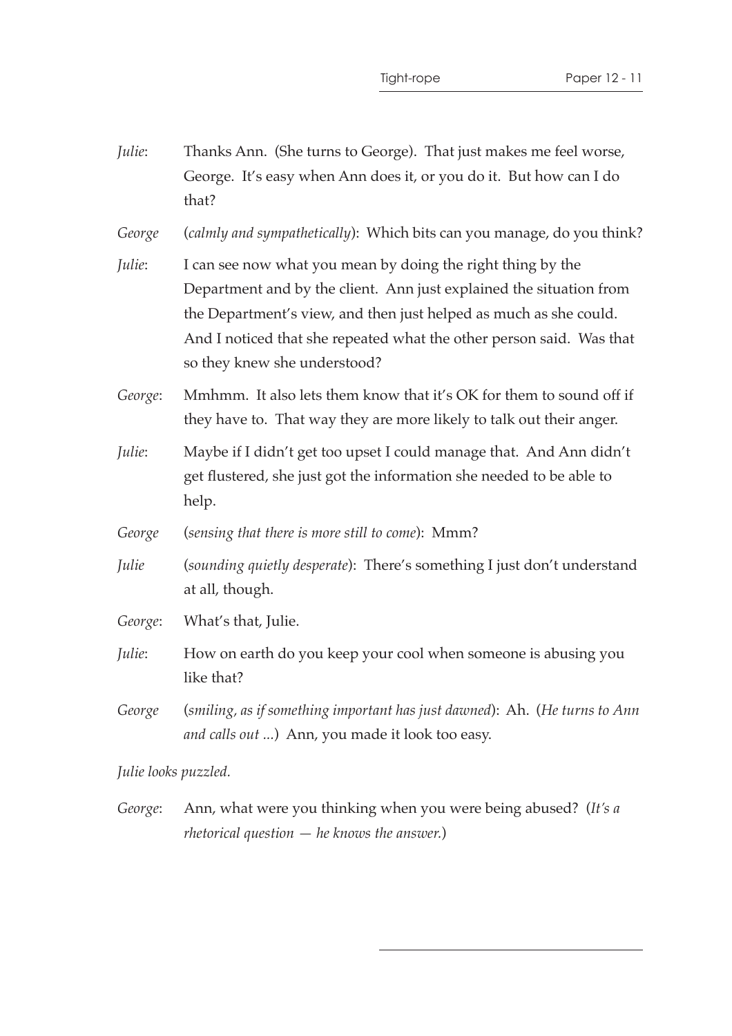*Julie*: Thanks Ann. (She turns to George). That just makes me feel worse, George. It's easy when Ann does it, or you do it. But how can I do that?

*George* (*calmly and sympathetically*): Which bits can you manage, do you think?

*Julie*: I can see now what you mean by doing the right thing by the Department and by the client. Ann just explained the situation from the Department's view, and then just helped as much as she could. And I noticed that she repeated what the other person said. Was that so they knew she understood?

*George*: Mmhmm. It also lets them know that it's OK for them to sound off if they have to. That way they are more likely to talk out their anger.

*Julie*: Maybe if I didn't get too upset I could manage that. And Ann didn't get flustered, she just got the information she needed to be able to help.

*George* (*sensing that there is more still to come*): Mmm?

*Julie* (*sounding quietly desperate*): There's something I just don't understand at all, though.

*George*: What's that, Julie.

*Julie*: How on earth do you keep your cool when someone is abusing you like that?

*George* (*smiling, as if something important has just dawned*): Ah. (*He turns to Ann and calls out ...*) Ann, you made it look too easy.

*Julie looks puzzled.*

*George*: Ann, what were you thinking when you were being abused? (*It's a rhetorical question — he knows the answer.*)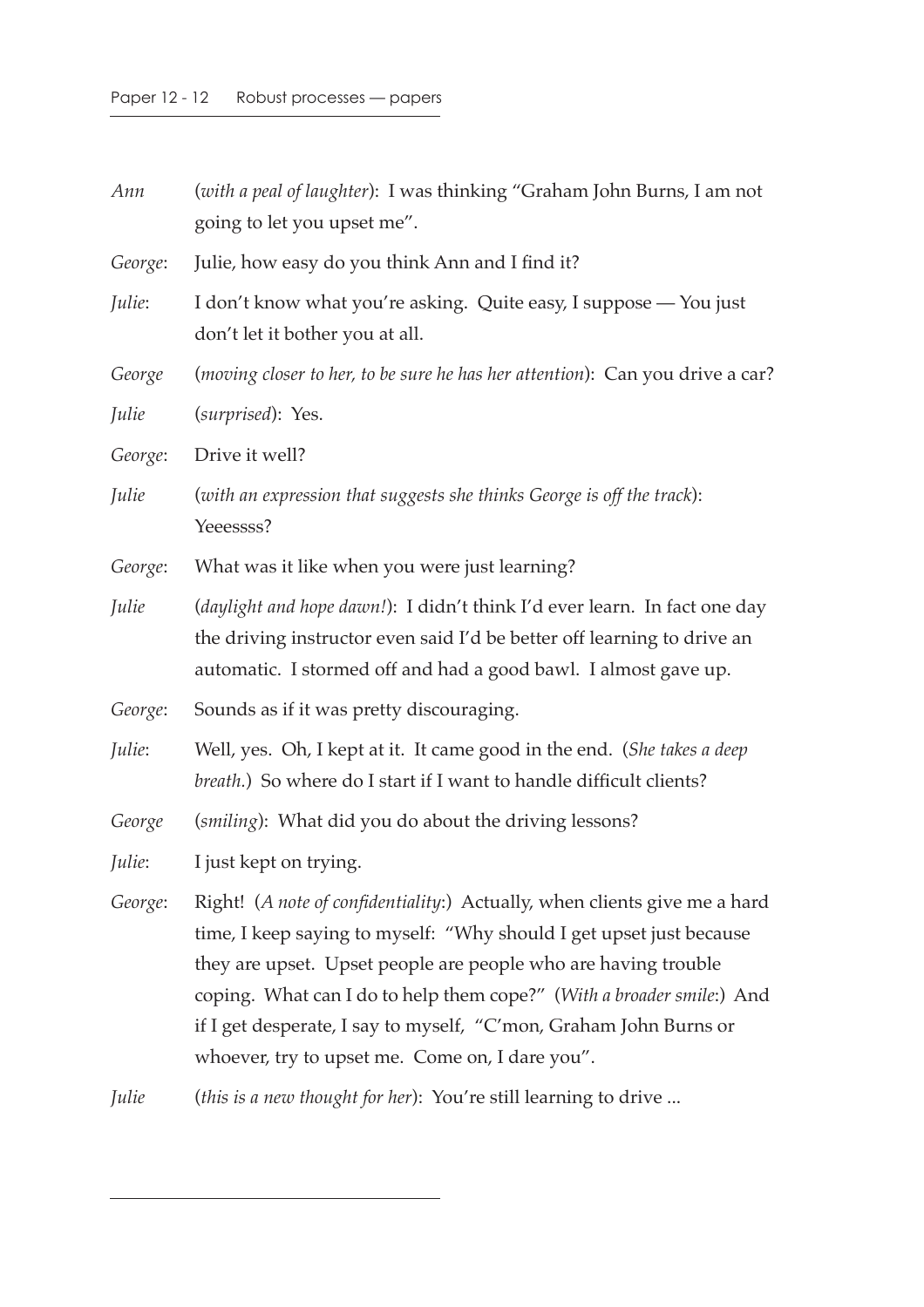*Ann* (*with a peal of laughter*): I was thinking "Graham John Burns, I am not going to let you upset me".

*George*: Julie, how easy do you think Ann and I find it?

*Julie*: I don't know what you're asking. Quite easy, I suppose — You just don't let it bother you at all.

*George* (*moving closer to her, to be sure he has her attention*): Can you drive a car?

*Julie* (*surprised*): Yes.

*George*: Drive it well?

*Julie* (*with an expression that suggests she thinks George is off the track*): Yeeessss?

*George*: What was it like when you were just learning?

*Julie* (*daylight and hope dawn!*): I didn't think I'd ever learn. In fact one day the driving instructor even said I'd be better off learning to drive an automatic. I stormed off and had a good bawl. I almost gave up.

*George*: Sounds as if it was pretty discouraging.

*Julie*: Well, yes. Oh, I kept at it. It came good in the end. (*She takes a deep breath.*) So where do I start if I want to handle difficult clients?

*George* (*smiling*): What did you do about the driving lessons?

*Julie*: I just kept on trying.

*George*: Right! (*A note of confidentiality*:) Actually, when clients give me a hard time, I keep saying to myself: "Why should I get upset just because they are upset. Upset people are people who are having trouble coping. What can I do to help them cope?" (*With a broader smile*:) And if I get desperate, I say to myself, "C'mon, Graham John Burns or whoever, try to upset me. Come on, I dare you".

*Julie* (*this is a new thought for her*): You're still learning to drive ...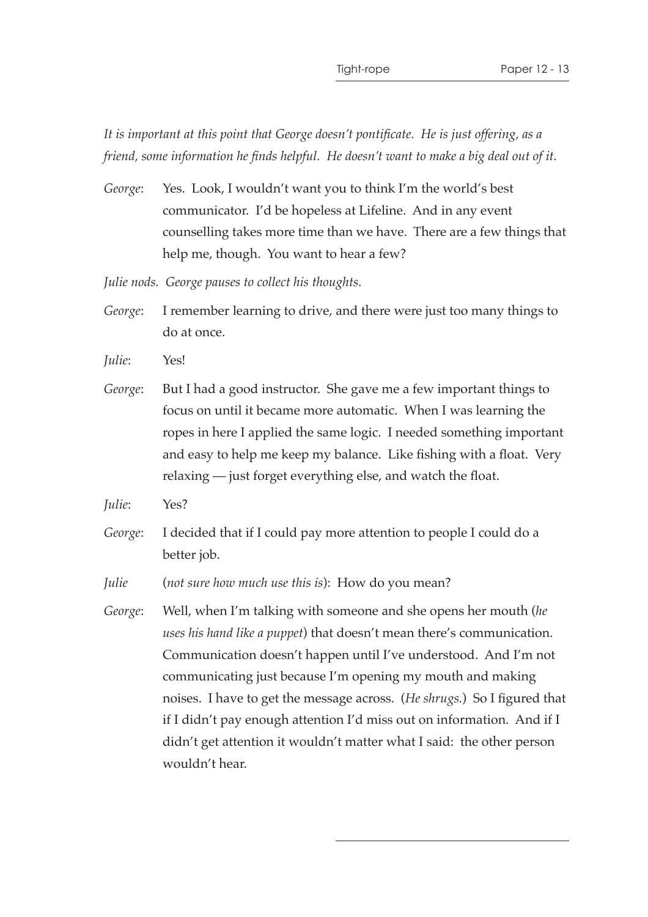*It is important at this point that George doesn't pontificate. He is just offering, as a friend, some information he finds helpful. He doesn't want to make a big deal out of it.*

*George*: Yes. Look, I wouldn't want you to think I'm the world's best communicator. I'd be hopeless at Lifeline. And in any event counselling takes more time than we have. There are a few things that help me, though. You want to hear a few?

*Julie nods. George pauses to collect his thoughts.*

*George*: I remember learning to drive, and there were just too many things to do at once.

*Julie*: Yes!

*George*: But I had a good instructor. She gave me a few important things to focus on until it became more automatic. When I was learning the ropes in here I applied the same logic. I needed something important and easy to help me keep my balance. Like fishing with a float. Very relaxing — just forget everything else, and watch the float.

*Julie*: Yes?

*George*: I decided that if I could pay more attention to people I could do a better job.

*Julie* (*not sure how much use this is*): How do you mean?

*George*: Well, when I'm talking with someone and she opens her mouth (*he uses his hand like a puppet*) that doesn't mean there's communication. Communication doesn't happen until I've understood. And I'm not communicating just because I'm opening my mouth and making noises. I have to get the message across. (*He shrugs.*) So I figured that if I didn't pay enough attention I'd miss out on information. And if I didn't get attention it wouldn't matter what I said: the other person wouldn't hear.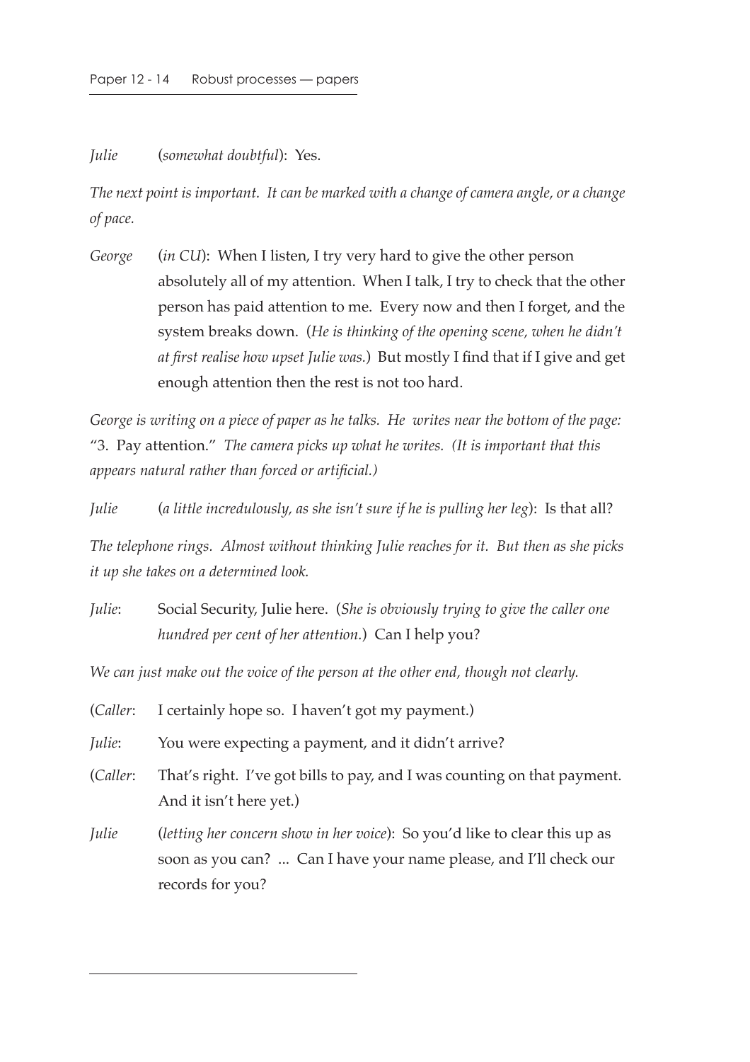*Julie* (*somewhat doubtful*): Yes.

*The next point is important. It can be marked with a change of camera angle, or a change of pace.*

*George* (*in CU*): When I listen, I try very hard to give the other person absolutely all of my attention. When I talk, I try to check that the other person has paid attention to me. Every now and then I forget, and the system breaks down. (*He is thinking of the opening scene, when he didn't at first realise how upset Julie was.*) But mostly I find that if I give and get enough attention then the rest is not too hard.

*George is writing on a piece of paper as he talks. He writes near the bottom of the page:* "3. Pay attention." *The camera picks up what he writes. (It is important that this appears natural rather than forced or artificial.)*

*Julie* (*a little incredulously, as she isn't sure if he is pulling her leg*): Is that all?

*The telephone rings. Almost without thinking Julie reaches for it. But then as she picks it up she takes on a determined look.*

*Julie*: Social Security, Julie here. (*She is obviously trying to give the caller one hundred per cent of her attention.*) Can I help you?

*We can just make out the voice of the person at the other end, though not clearly.*

(*Caller*: I certainly hope so. I haven't got my payment.)

*Julie*: You were expecting a payment, and it didn't arrive?

(*Caller*: That's right. I've got bills to pay, and I was counting on that payment. And it isn't here yet.)

*Julie* (*letting her concern show in her voice*): So you'd like to clear this up as soon as you can? ... Can I have your name please, and I'll check our records for you?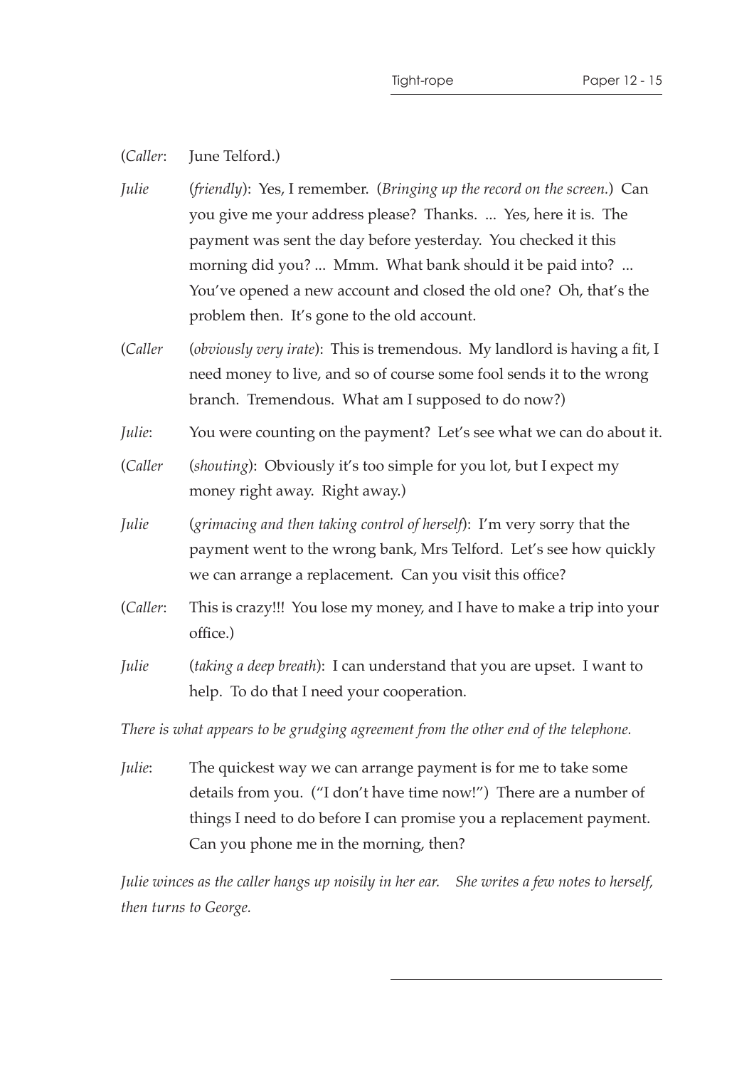(*Caller*: June Telford.)

*Julie* (*friendly*): Yes, I remember. (*Bringing up the record on the screen.*) Can you give me your address please? Thanks. ... Yes, here it is. The payment was sent the day before yesterday. You checked it this morning did you? ... Mmm. What bank should it be paid into? ... You've opened a new account and closed the old one? Oh, that's the problem then. It's gone to the old account.

(*Caller* (*obviously very irate*): This is tremendous. My landlord is having a fit, I need money to live, and so of course some fool sends it to the wrong branch. Tremendous. What am I supposed to do now?)

*Julie*: You were counting on the payment? Let's see what we can do about it.

(*Caller* (*shouting*): Obviously it's too simple for you lot, but I expect my money right away. Right away.)

*Julie* (*grimacing and then taking control of herself*): I'm very sorry that the payment went to the wrong bank, Mrs Telford. Let's see how quickly we can arrange a replacement. Can you visit this office?

(*Caller*: This is crazy!!! You lose my money, and I have to make a trip into your office.)

*Julie* (*taking a deep breath*): I can understand that you are upset. I want to help. To do that I need your cooperation.

*There is what appears to be grudging agreement from the other end of the telephone.*

*Julie*: The quickest way we can arrange payment is for me to take some details from you. ("I don't have time now!") There are a number of things I need to do before I can promise you a replacement payment. Can you phone me in the morning, then?

*Julie winces as the caller hangs up noisily in her ear. She writes a few notes to herself, then turns to George.*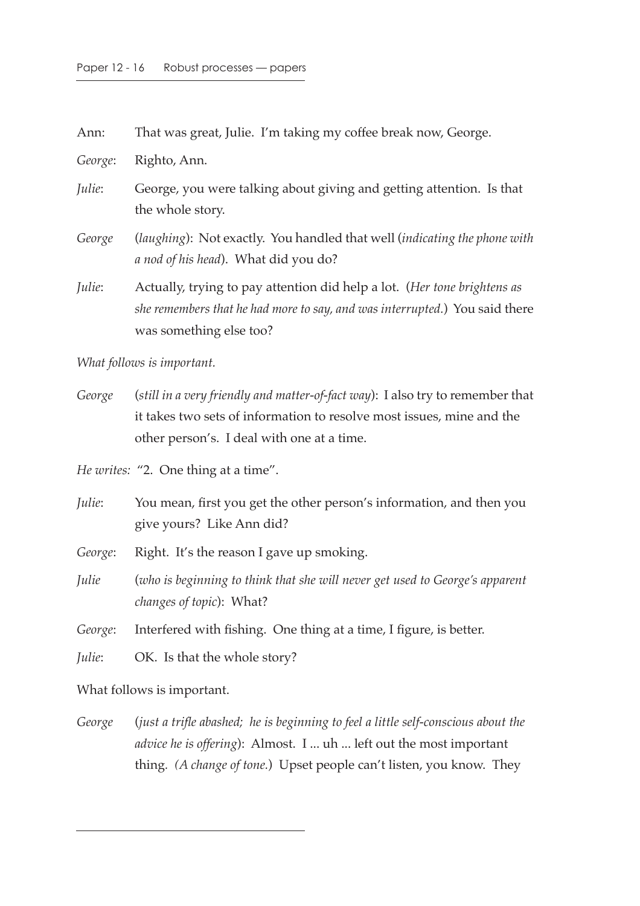Ann: That was great, Julie. I'm taking my coffee break now, George.

*George*: Righto, Ann.

*Julie*: George, you were talking about giving and getting attention. Is that the whole story.

*George* (*laughing*): Not exactly. You handled that well (*indicating the phone with a nod of his head*). What did you do?

*Julie*: Actually, trying to pay attention did help a lot. (*Her tone brightens as she remembers that he had more to say, and was interrupted.*) You said there was something else too?

*What follows is important.*

*George* (*still in a very friendly and matter-of-fact way*): I also try to remember that it takes two sets of information to resolve most issues, mine and the other person's. I deal with one at a time.

*He writes:* "2. One thing at a time".

*Julie*: You mean, first you get the other person's information, and then you give yours? Like Ann did?

*George*: Right. It's the reason I gave up smoking.

*Julie* (*who is beginning to think that she will never get used to George's apparent changes of topic*): What?

*George*: Interfered with fishing. One thing at a time, I figure, is better.

*Julie*: OK. Is that the whole story?

What follows is important.

*George* (*just a trifle abashed; he is beginning to feel a little self-conscious about the advice he is offering*): Almost. I ... uh ... left out the most important thing. *(A change of tone.*) Upset people can't listen, you know. They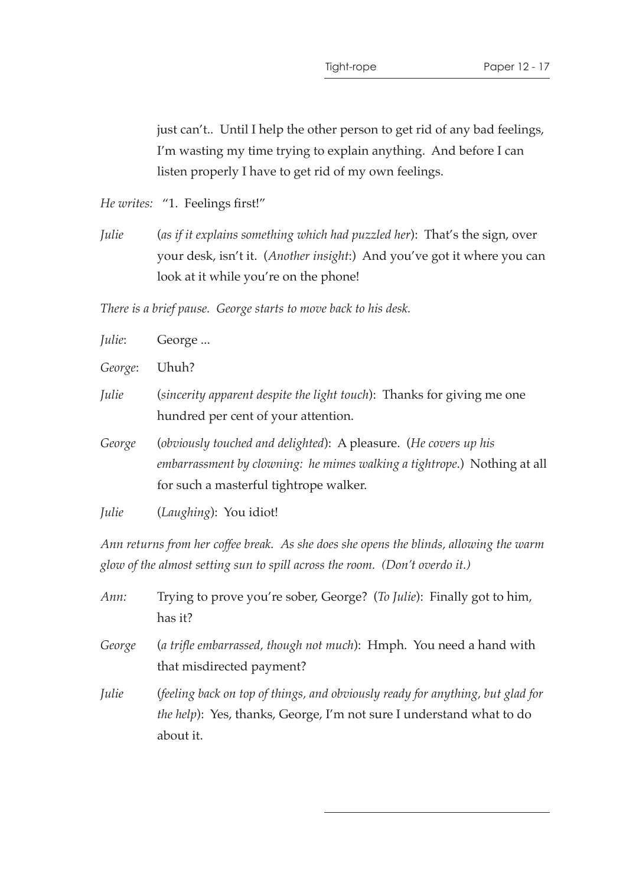just can't.. Until I help the other person to get rid of any bad feelings, I'm wasting my time trying to explain anything. And before I can listen properly I have to get rid of my own feelings.

*He writes:* "1. Feelings first!"

*Julie* (*as if it explains something which had puzzled her*): That's the sign, over your desk, isn't it. (*Another insight*:) And you've got it where you can look at it while you're on the phone!

*There is a brief pause. George starts to move back to his desk.*

*Julie*: George ...

*George*: Uhuh?

*Julie* (*sincerity apparent despite the light touch*): Thanks for giving me one hundred per cent of your attention.

*George* (*obviously touched and delighted*): A pleasure. (*He covers up his embarrassment by clowning: he mimes walking a tightrope.*) Nothing at all for such a masterful tightrope walker.

*Julie* (*Laughing*): You idiot!

*Ann returns from her coffee break. As she does she opens the blinds, allowing the warm glow of the almost setting sun to spill across the room. (Don't overdo it.)*

*Ann:* Trying to prove you're sober, George? (*To Julie*): Finally got to him, has it?

*George* (*a trifle embarrassed, though not much*): Hmph. You need a hand with that misdirected payment?

*Julie* (*feeling back on top of things, and obviously ready for anything, but glad for the help*): Yes, thanks, George, I'm not sure I understand what to do about it.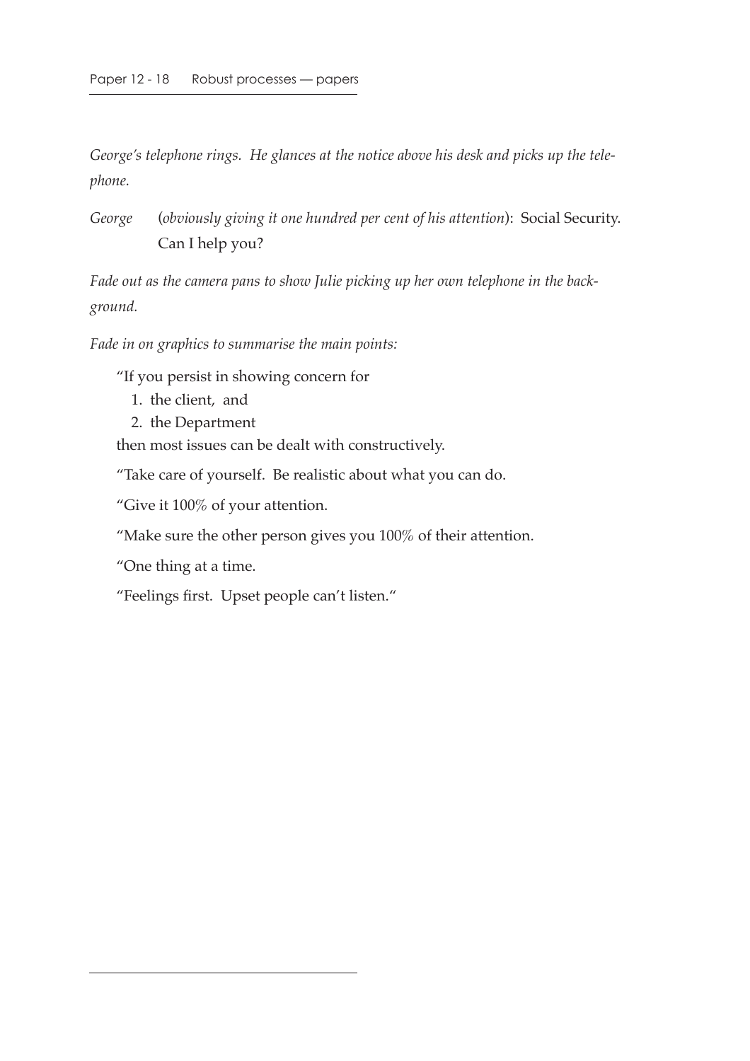*George's telephone rings. He glances at the notice above his desk and picks up the telephone.*

*George* (*obviously giving it one hundred per cent of his attention*): Social Security. Can I help you?

*Fade out as the camera pans to show Julie picking up her own telephone in the background.*

*Fade in on graphics to summarise the main points:*

> "If you persist in showing concern for
>
> 1. the client, and
> 2. the Department
>
> then most issues can be dealt with constructively.
>
> "Take care of yourself. Be realistic about what you can do.
>
> "Give it 100% of your attention.
>
> "Make sure the other person gives you 100% of their attention.
>
> "One thing at a time.
>
> "Feelings first. Upset people can't listen."